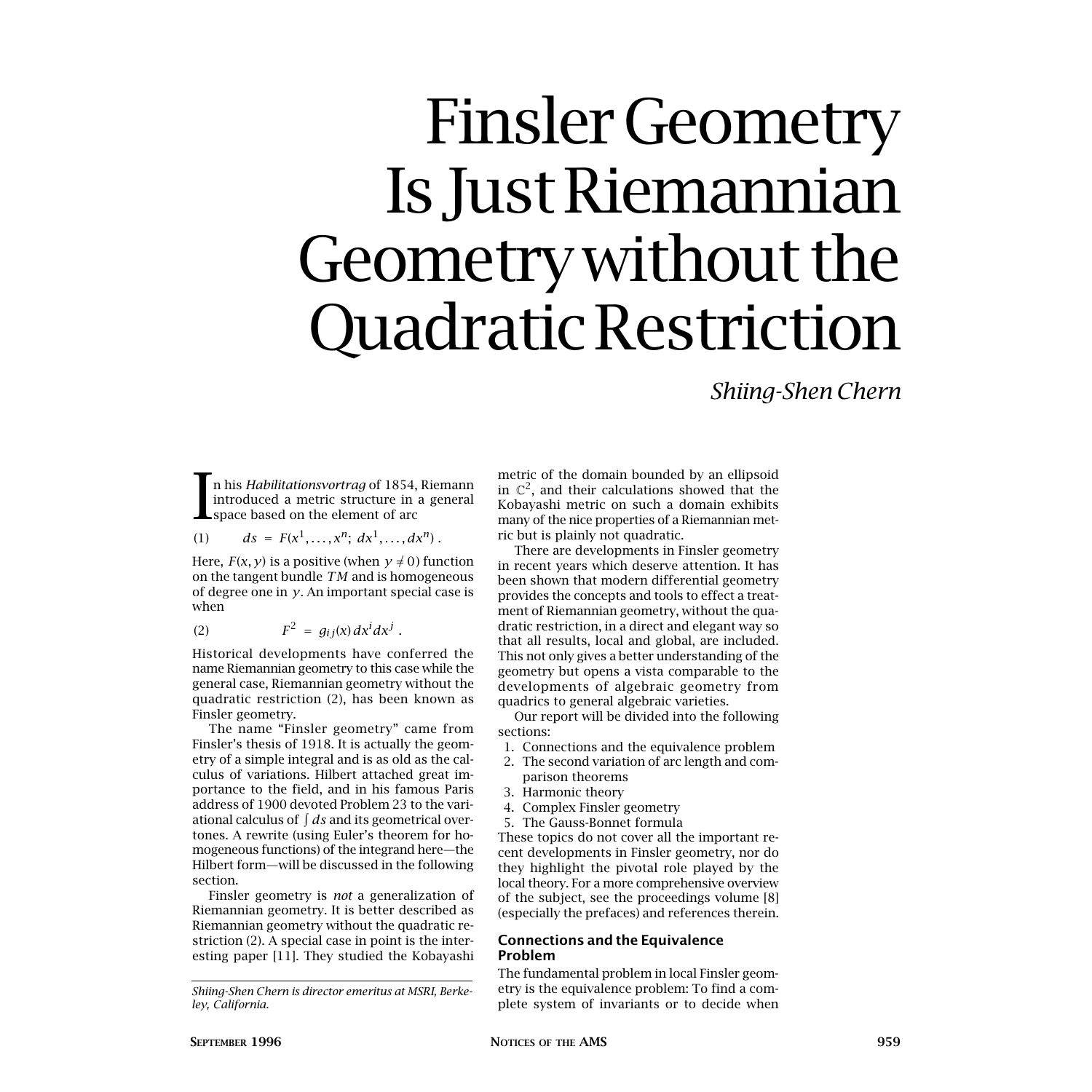# Finsler Geometry Is Just Riemannian Geometry without the Quadratic Restriction

*Shiing-Shen Chern*

In his *Habilitationsvortrag* of 1854, Riemann introduced a metric structure in a general space based on the element of arc

$$ds = F(x^1, \ldots, x^n;\ dx^1, \ldots, dx^n)\,. \tag{1}$$

Here, $F(x, y)$ is a positive (when $y \neq 0$) function on the tangent bundle $TM$ and is homogeneous of degree one in $y$. An important special case is when

$$F^2 = g_{ij}(x)\,dx^i dx^j\,. \tag{2}$$

Historical developments have conferred the name Riemannian geometry to this case while the general case, Riemannian geometry without the quadratic restriction (2), has been known as Finsler geometry.

The name "Finsler geometry" came from Finsler's thesis of 1918. It is actually the geometry of a simple integral and is as old as the calculus of variations. Hilbert attached great importance to the field, and in his famous Paris address of 1900 devoted Problem 23 to the variational calculus of $\int ds$ and its geometrical overtones. A rewrite (using Euler's theorem for homogeneous functions) of the integrand here—the Hilbert form—will be discussed in the following section.

Finsler geometry is *not* a generalization of Riemannian geometry. It is better described as Riemannian geometry without the quadratic restriction (2). A special case in point is the interesting paper [11]. They studied the Kobayashi metric of the domain bounded by an ellipsoid in $\mathbb{C}^2$, and their calculations showed that the Kobayashi metric on such a domain exhibits many of the nice properties of a Riemannian metric but is plainly not quadratic.

There are developments in Finsler geometry in recent years which deserve attention. It has been shown that modern differential geometry provides the concepts and tools to effect a treatment of Riemannian geometry, without the quadratic restriction, in a direct and elegant way so that all results, local and global, are included. This not only gives a better understanding of the geometry but opens a vista comparable to the developments of algebraic geometry from quadrics to general algebraic varieties.

Our report will be divided into the following sections:

1. Connections and the equivalence problem
2. The second variation of arc length and comparison theorems
3. Harmonic theory
4. Complex Finsler geometry
5. The Gauss-Bonnet formula

These topics do not cover all the important recent developments in Finsler geometry, nor do they highlight the pivotal role played by the local theory. For a more comprehensive overview of the subject, see the proceedings volume [8] (especially the prefaces) and references therein.

## Connections and the Equivalence Problem

The fundamental problem in local Finsler geometry is the equivalence problem: To find a complete system of invariants or to decide when

*Shiing-Shen Chern is director emeritus at MSRI, Berkeley, California.*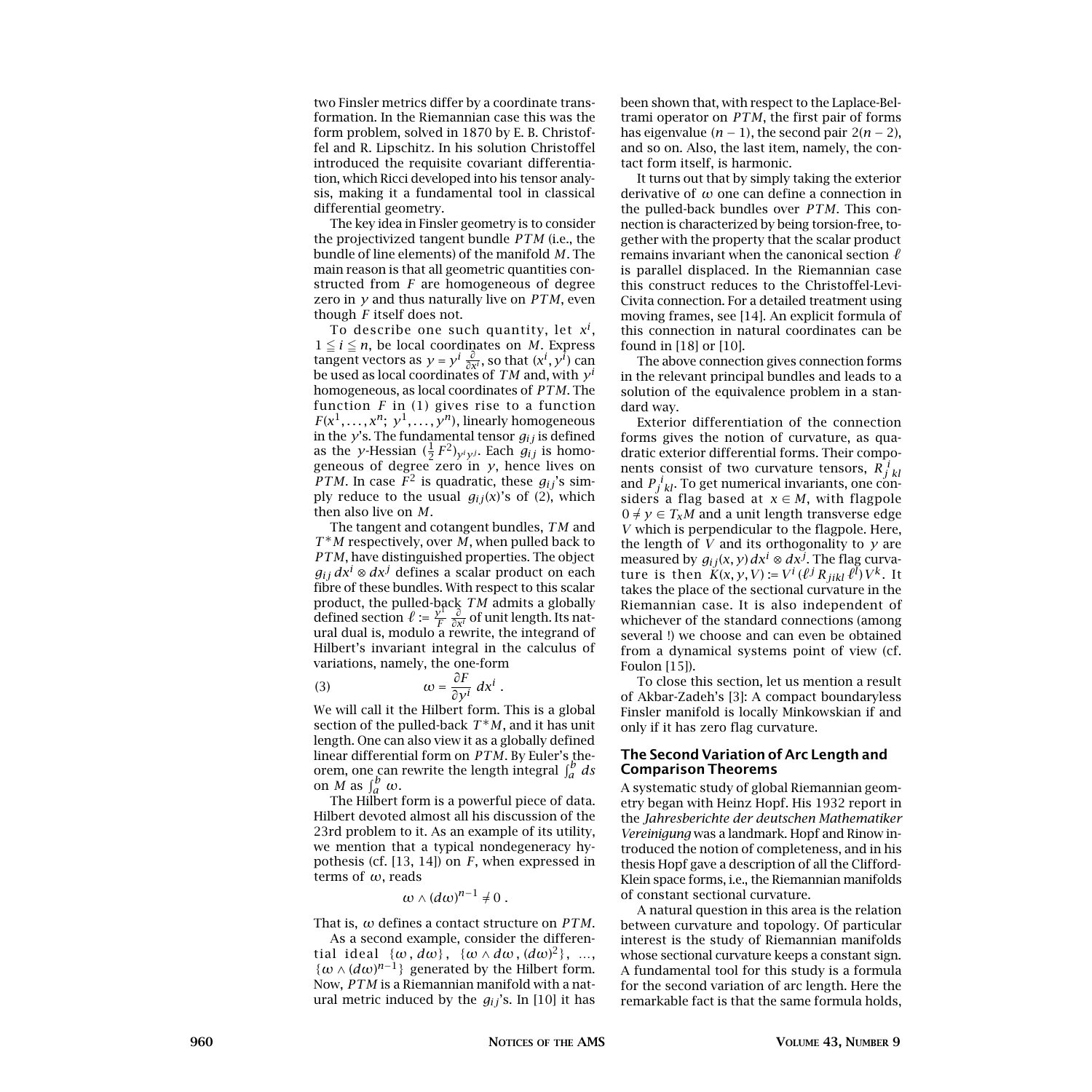two Finsler metrics differ by a coordinate transformation. In the Riemannian case this was the form problem, solved in 1870 by E. B. Christoffel and R. Lipschitz. In his solution Christoffel introduced the requisite covariant differentiation, which Ricci developed into his tensor analysis, making it a fundamental tool in classical differential geometry.

The key idea in Finsler geometry is to consider the projectivized tangent bundle $PTM$ (i.e., the bundle of line elements) of the manifold $M$. The main reason is that all geometric quantities constructed from $F$ are homogeneous of degree zero in $y$ and thus naturally live on $PTM$, even though $F$ itself does not.

To describe one such quantity, let $x^i$, $1 \leqq i \leqq n$, be local coordinates on $M$. Express tangent vectors as $y = y^i \frac{\partial}{\partial x^i}$, so that $(x^i, y^i)$ can be used as local coordinates of $TM$ and, with $y^i$ homogeneous, as local coordinates of $PTM$. The function $F$ in (1) gives rise to a function $F(x^1, \ldots, x^n;\ y^1, \ldots, y^n)$, linearly homogeneous in the $y$'s. The fundamental tensor $g_{ij}$ is defined as the $y$-Hessian $(\frac{1}{2}F^2)_{y^i y^j}$. Each $g_{ij}$ is homogeneous of degree zero in $y$, hence lives on $PTM$. In case $F^2$ is quadratic, these $g_{ij}$'s simply reduce to the usual $g_{ij}(x)$'s of (2), which then also live on $M$.

The tangent and cotangent bundles, $TM$ and $T^*M$ respectively, over $M$, when pulled back to $PTM$, have distinguished properties. The object $g_{ij}\, dx^i \otimes dx^j$ defines a scalar product on each fibre of these bundles. With respect to this scalar product, the pulled-back $TM$ admits a globally defined section $\ell := \frac{y^i}{F} \frac{\partial}{\partial x^i}$ of unit length. Its natural dual is, modulo a rewrite, the integrand of Hilbert's invariant integral in the calculus of variations, namely, the one-form

$$\omega = \frac{\partial F}{\partial y^i}\, dx^i \ . \tag{3}$$

We will call it the Hilbert form. This is a global section of the pulled-back $T^*M$, and it has unit length. One can also view it as a globally defined linear differential form on $PTM$. By Euler's theorem, one can rewrite the length integral $\int_a^b ds$ on $M$ as $\int_a^b \omega$.

The Hilbert form is a powerful piece of data. Hilbert devoted almost all his discussion of the 23rd problem to it. As an example of its utility, we mention that a typical nondegeneracy hypothesis (cf. [13, 14]) on $F$, when expressed in terms of $\omega$, reads

$$\omega \wedge (d\omega)^{n-1} \neq 0 \ .$$

That is, $\omega$ defines a contact structure on $PTM$.

As a second example, consider the differential ideal $\{\omega, d\omega\}$, $\{\omega \wedge d\omega, (d\omega)^2\}$, $\ldots$, $\{\omega \wedge (d\omega)^{n-1}\}$ generated by the Hilbert form. Now, $PTM$ is a Riemannian manifold with a natural metric induced by the $g_{ij}$'s. In [10] it has been shown that, with respect to the Laplace-Beltrami operator on $PTM$, the first pair of forms has eigenvalue $(n-1)$, the second pair $2(n-2)$, and so on. Also, the last item, namely, the contact form itself, is harmonic.

It turns out that by simply taking the exterior derivative of $\omega$ one can define a connection in the pulled-back bundles over $PTM$. This connection is characterized by being torsion-free, together with the property that the scalar product remains invariant when the canonical section $\ell$ is parallel displaced. In the Riemannian case this construct reduces to the Christoffel-Levi-Civita connection. For a detailed treatment using moving frames, see [14]. An explicit formula of this connection in natural coordinates can be found in [18] or [10].

The above connection gives connection forms in the relevant principal bundles and leads to a solution of the equivalence problem in a standard way.

Exterior differentiation of the connection forms gives the notion of curvature, as quadratic exterior differential forms. Their components consist of two curvature tensors, $R_j{}^i{}_{kl}$ and $P_j{}^i{}_{kl}$. To get numerical invariants, one considers a flag based at $x \in M$, with flagpole $0 \neq y \in T_xM$ and a unit length transverse edge $V$ which is perpendicular to the flagpole. Here, the length of $V$ and its orthogonality to $y$ are measured by $g_{ij}(x, y)\, dx^i \otimes dx^j$. The flag curvature is then $K(x, y, V) := V^i\, (\ell^j R_{jikl}\, \ell^l)\, V^k$. It takes the place of the sectional curvature in the Riemannian case. It is also independent of whichever of the standard connections (among several !) we choose and can even be obtained from a dynamical systems point of view (cf. Foulon [15]).

To close this section, let us mention a result of Akbar-Zadeh's [3]: A compact boundaryless Finsler manifold is locally Minkowskian if and only if it has zero flag curvature.

## The Second Variation of Arc Length and Comparison Theorems

A systematic study of global Riemannian geometry began with Heinz Hopf. His 1932 report in the *Jahresberichte der deutschen Mathematiker Vereinigung* was a landmark. Hopf and Rinow introduced the notion of completeness, and in his thesis Hopf gave a description of all the Clifford-Klein space forms, i.e., the Riemannian manifolds of constant sectional curvature.

A natural question in this area is the relation between curvature and topology. Of particular interest is the study of Riemannian manifolds whose sectional curvature keeps a constant sign. A fundamental tool for this study is a formula for the second variation of arc length. Here the remarkable fact is that the same formula holds,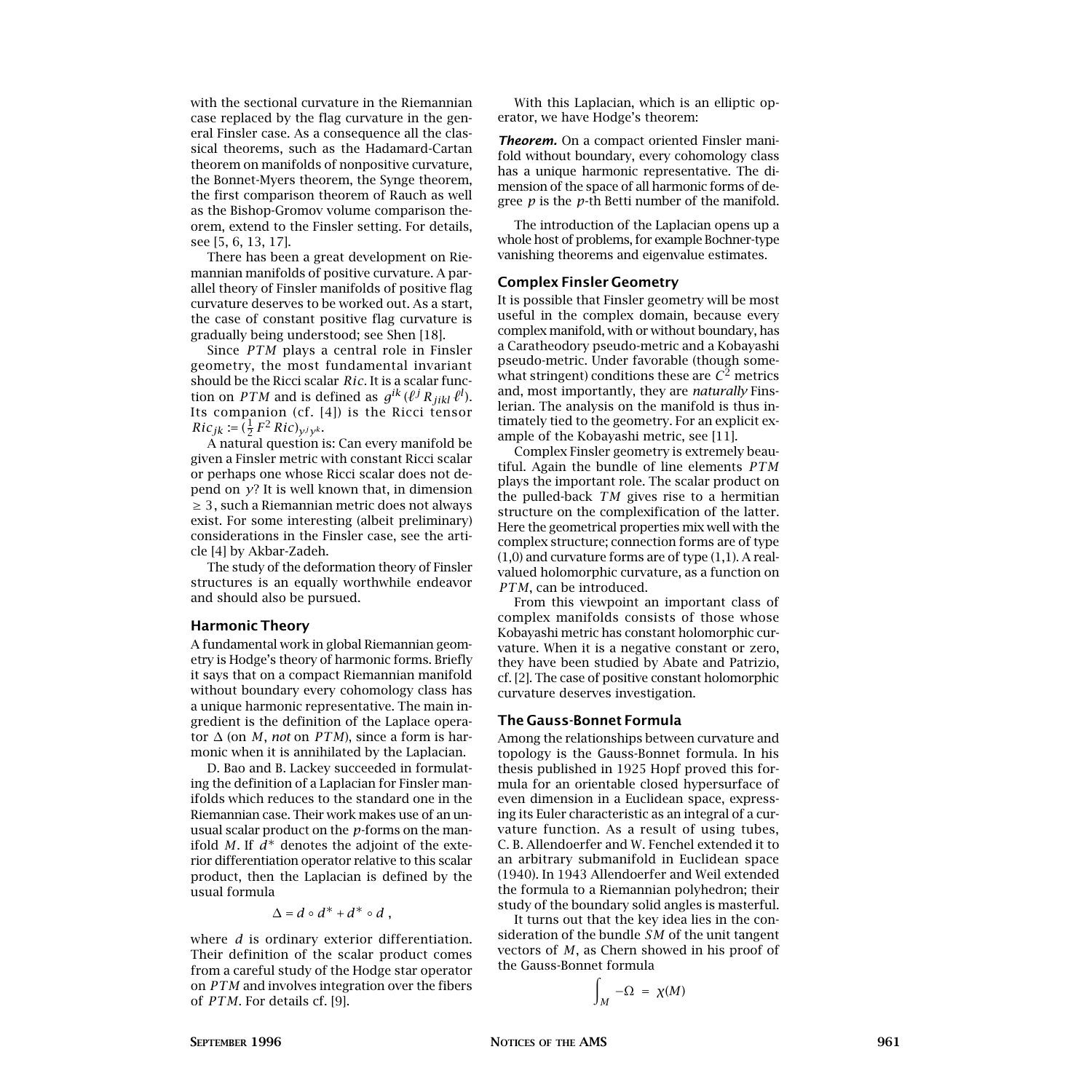with the sectional curvature in the Riemannian case replaced by the flag curvature in the general Finsler case. As a consequence all the classical theorems, such as the Hadamard-Cartan theorem on manifolds of nonpositive curvature, the Bonnet-Myers theorem, the Synge theorem, the first comparison theorem of Rauch as well as the Bishop-Gromov volume comparison theorem, extend to the Finsler setting. For details, see [5, 6, 13, 17].

There has been a great development on Riemannian manifolds of positive curvature. A parallel theory of Finsler manifolds of positive flag curvature deserves to be worked out. As a start, the case of constant positive flag curvature is gradually being understood; see Shen [18].

Since $PTM$ plays a central role in Finsler geometry, the most fundamental invariant should be the Ricci scalar $Ric$. It is a scalar function on $PTM$ and is defined as $g^{ik}(\ell^j R_{jikl}\, \ell^l)$. Its companion (cf. [4]) is the Ricci tensor $Ric_{jk} := (\frac{1}{2} F^2 Ric)_{y^j y^k}$.

A natural question is: Can every manifold be given a Finsler metric with constant Ricci scalar or perhaps one whose Ricci scalar does not depend on $y$? It is well known that, in dimension $\geq 3$, such a Riemannian metric does not always exist. For some interesting (albeit preliminary) considerations in the Finsler case, see the article [4] by Akbar-Zadeh.

The study of the deformation theory of Finsler structures is an equally worthwhile endeavor and should also be pursued.

## Harmonic Theory

A fundamental work in global Riemannian geometry is Hodge's theory of harmonic forms. Briefly it says that on a compact Riemannian manifold without boundary every cohomology class has a unique harmonic representative. The main ingredient is the definition of the Laplace operator $\Delta$ (on $M$, *not* on $PTM$), since a form is harmonic when it is annihilated by the Laplacian.

D. Bao and B. Lackey succeeded in formulating the definition of a Laplacian for Finsler manifolds which reduces to the standard one in the Riemannian case. Their work makes use of an unusual scalar product on the $p$-forms on the manifold $M$. If $d^*$ denotes the adjoint of the exterior differentiation operator relative to this scalar product, then the Laplacian is defined by the usual formula

$$\Delta = d \circ d^* + d^* \circ d \ ,$$

where $d$ is ordinary exterior differentiation. Their definition of the scalar product comes from a careful study of the Hodge star operator on $PTM$ and involves integration over the fibers of $PTM$. For details cf. [9].

With this Laplacian, which is an elliptic operator, we have Hodge's theorem:

***Theorem.*** On a compact oriented Finsler manifold without boundary, every cohomology class has a unique harmonic representative. The dimension of the space of all harmonic forms of degree $p$ is the $p$-th Betti number of the manifold.

The introduction of the Laplacian opens up a whole host of problems, for example Bochner-type vanishing theorems and eigenvalue estimates.

## Complex Finsler Geometry

It is possible that Finsler geometry will be most useful in the complex domain, because every complex manifold, with or without boundary, has a Caratheodory pseudo-metric and a Kobayashi pseudo-metric. Under favorable (though somewhat stringent) conditions these are $C^2$ metrics and, most importantly, they are *naturally* Finslerian. The analysis on the manifold is thus intimately tied to the geometry. For an explicit example of the Kobayashi metric, see [11].

Complex Finsler geometry is extremely beautiful. Again the bundle of line elements $PTM$ plays the important role. The scalar product on the pulled-back $TM$ gives rise to a hermitian structure on the complexification of the latter. Here the geometrical properties mix well with the complex structure; connection forms are of type (1,0) and curvature forms are of type (1,1). A real-valued holomorphic curvature, as a function on $PTM$, can be introduced.

From this viewpoint an important class of complex manifolds consists of those whose Kobayashi metric has constant holomorphic curvature. When it is a negative constant or zero, they have been studied by Abate and Patrizio, cf. [2]. The case of positive constant holomorphic curvature deserves investigation.

## The Gauss-Bonnet Formula

Among the relationships between curvature and topology is the Gauss-Bonnet formula. In his thesis published in 1925 Hopf proved this formula for an orientable closed hypersurface of even dimension in a Euclidean space, expressing its Euler characteristic as an integral of a curvature function. As a result of using tubes, C. B. Allendoerfer and W. Fenchel extended it to an arbitrary submanifold in Euclidean space (1940). In 1943 Allendoerfer and Weil extended the formula to a Riemannian polyhedron; their study of the boundary solid angles is masterful.

It turns out that the key idea lies in the consideration of the bundle $SM$ of the unit tangent vectors of $M$, as Chern showed in his proof of the Gauss-Bonnet formula

$$\int_M -\Omega \;=\; \chi(M)$$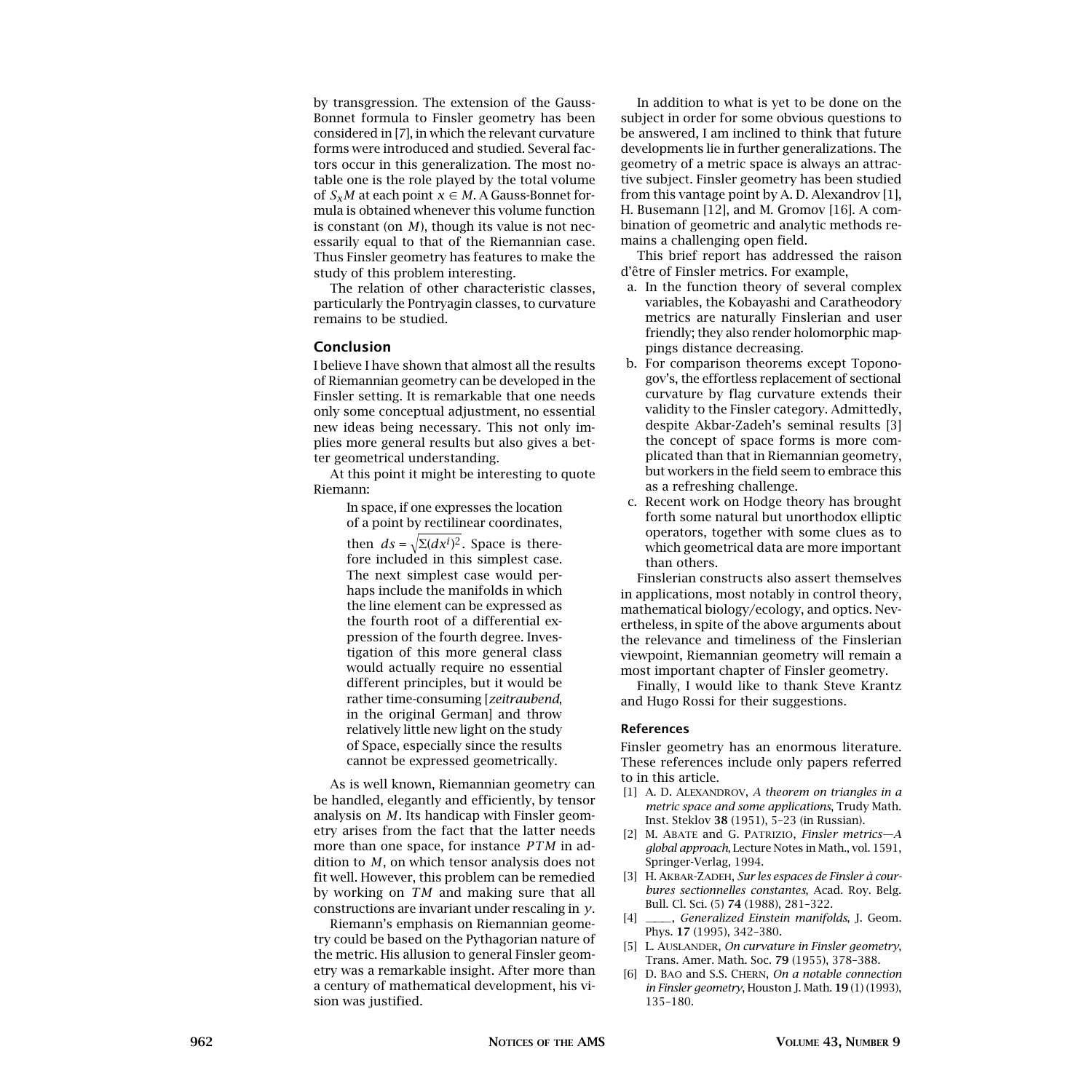by transgression. The extension of the Gauss-Bonnet formula to Finsler geometry has been considered in [7], in which the relevant curvature forms were introduced and studied. Several factors occur in this generalization. The most notable one is the role played by the total volume of $S_xM$ at each point $x \in M$. A Gauss-Bonnet formula is obtained whenever this volume function is constant (on $M$), though its value is not necessarily equal to that of the Riemannian case. Thus Finsler geometry has features to make the study of this problem interesting.

The relation of other characteristic classes, particularly the Pontryagin classes, to curvature remains to be studied.

## Conclusion

I believe I have shown that almost all the results of Riemannian geometry can be developed in the Finsler setting. It is remarkable that one needs only some conceptual adjustment, no essential new ideas being necessary. This not only implies more general results but also gives a better geometrical understanding.

At this point it might be interesting to quote Riemann:

> In space, if one expresses the location of a point by rectilinear coordinates, then $ds = \sqrt{\Sigma(dx^i)^2}$. Space is therefore included in this simplest case. The next simplest case would perhaps include the manifolds in which the line element can be expressed as the fourth root of a differential expression of the fourth degree. Investigation of this more general class would actually require no essential different principles, but it would be rather time-consuming [*zeitraubend*, in the original German] and throw relatively little new light on the study of Space, especially since the results cannot be expressed geometrically.

As is well known, Riemannian geometry can be handled, elegantly and efficiently, by tensor analysis on $M$. Its handicap with Finsler geometry arises from the fact that the latter needs more than one space, for instance $PTM$ in addition to $M$, on which tensor analysis does not fit well. However, this problem can be remedied by working on $TM$ and making sure that all constructions are invariant under rescaling in $y$.

Riemann's emphasis on Riemannian geometry could be based on the Pythagorian nature of the metric. His allusion to general Finsler geometry was a remarkable insight. After more than a century of mathematical development, his vision was justified.

In addition to what is yet to be done on the subject in order for some obvious questions to be answered, I am inclined to think that future developments lie in further generalizations. The geometry of a metric space is always an attractive subject. Finsler geometry has been studied from this vantage point by A. D. Alexandrov [1], H. Busemann [12], and M. Gromov [16]. A combination of geometric and analytic methods remains a challenging open field.

This brief report has addressed the raison d'être of Finsler metrics. For example,

a. In the function theory of several complex variables, the Kobayashi and Caratheodory metrics are naturally Finslerian and user friendly; they also render holomorphic mappings distance decreasing.
b. For comparison theorems except Toponogov's, the effortless replacement of sectional curvature by flag curvature extends their validity to the Finsler category. Admittedly, despite Akbar-Zadeh's seminal results [3] the concept of space forms is more complicated than that in Riemannian geometry, but workers in the field seem to embrace this as a refreshing challenge.
c. Recent work on Hodge theory has brought forth some natural but unorthodox elliptic operators, together with some clues as to which geometrical data are more important than others.

Finslerian constructs also assert themselves in applications, most notably in control theory, mathematical biology/ecology, and optics. Nevertheless, in spite of the above arguments about the relevance and timeliness of the Finslerian viewpoint, Riemannian geometry will remain a most important chapter of Finsler geometry.

Finally, I would like to thank Steve Krantz and Hugo Rossi for their suggestions.

### References

Finsler geometry has an enormous literature. These references include only papers referred to in this article.

[1] A. D. Alexandrov, *A theorem on triangles in a metric space and some applications*, Trudy Math. Inst. Steklov **38** (1951), 5–23 (in Russian).

[2] M. Abate and G. Patrizio, *Finsler metrics—A global approach*, Lecture Notes in Math., vol. 1591, Springer-Verlag, 1994.

[3] H. Akbar-Zadeh, *Sur les espaces de Finsler à courbures sectionnelles constantes*, Acad. Roy. Belg. Bull. Cl. Sci. (5) **74** (1988), 281–322.

[4] ____, *Generalized Einstein manifolds*, J. Geom. Phys. **17** (1995), 342–380.

[5] L. Auslander, *On curvature in Finsler geometry*, Trans. Amer. Math. Soc. **79** (1955), 378–388.

[6] D. Bao and S.S. Chern, *On a notable connection in Finsler geometry*, Houston J. Math. **19** (1) (1993), 135–180.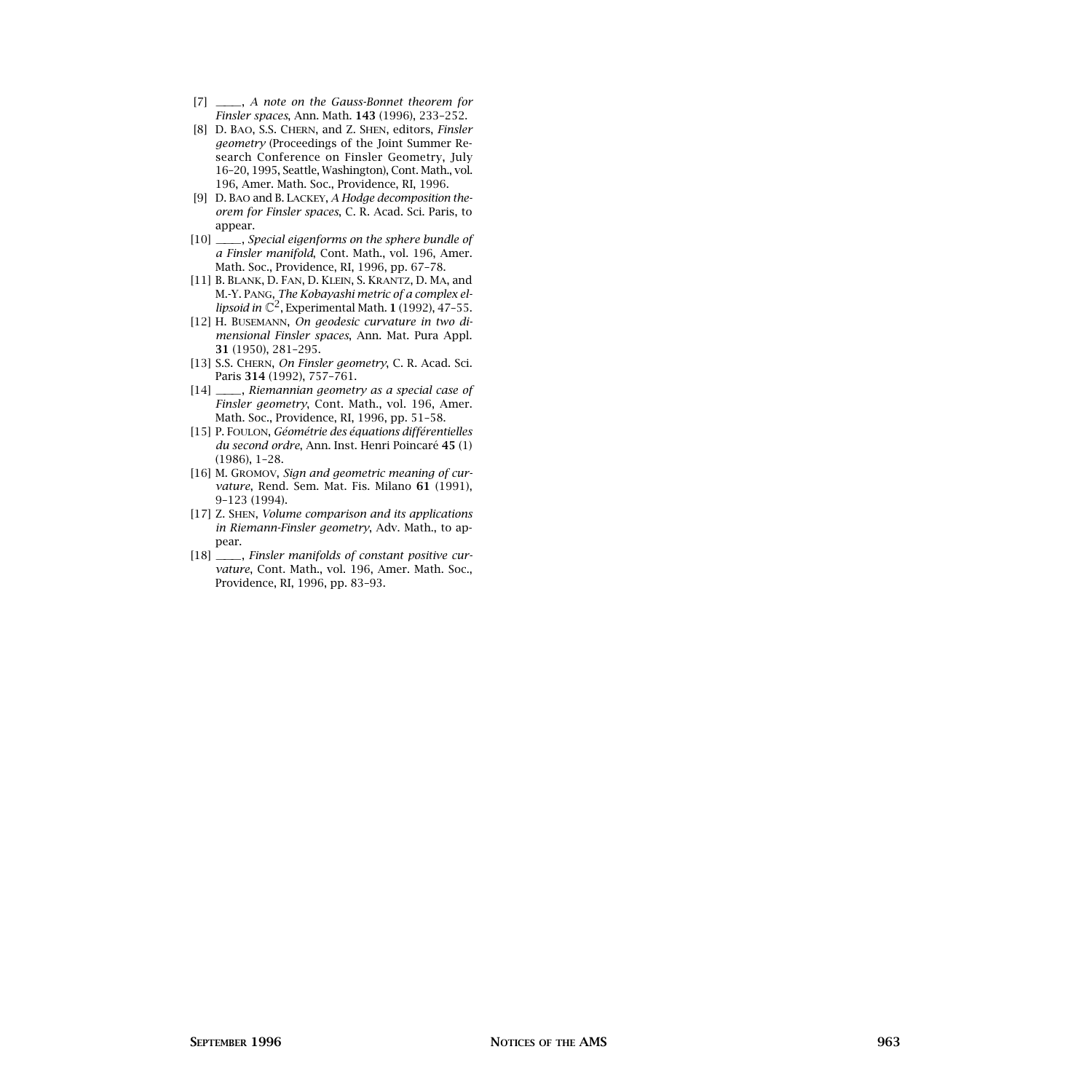[7] ———, *A note on the Gauss-Bonnet theorem for Finsler spaces*, Ann. Math. **143** (1996), 233–252.

[8] D. Bao, S.S. Chern, and Z. Shen, editors, *Finsler geometry* (Proceedings of the Joint Summer Research Conference on Finsler Geometry, July 16–20, 1995, Seattle, Washington), Cont. Math., vol. 196, Amer. Math. Soc., Providence, RI, 1996.

[9] D. Bao and B. Lackey, *A Hodge decomposition theorem for Finsler spaces*, C. R. Acad. Sci. Paris, to appear.

[10] ———, *Special eigenforms on the sphere bundle of a Finsler manifold*, Cont. Math., vol. 196, Amer. Math. Soc., Providence, RI, 1996, pp. 67–78.

[11] B. Blank, D. Fan, D. Klein, S. Krantz, D. Ma, and M.-Y. Pang, *The Kobayashi metric of a complex ellipsoid in $\mathbb{C}^2$*, Experimental Math. **1** (1992), 47–55.

[12] H. Busemann, *On geodesic curvature in two dimensional Finsler spaces*, Ann. Mat. Pura Appl. **31** (1950), 281–295.

[13] S.S. Chern, *On Finsler geometry*, C. R. Acad. Sci. Paris **314** (1992), 757–761.

[14] ———, *Riemannian geometry as a special case of Finsler geometry*, Cont. Math., vol. 196, Amer. Math. Soc., Providence, RI, 1996, pp. 51–58.

[15] P. Foulon, *Géométrie des équations différentielles du second ordre*, Ann. Inst. Henri Poincaré **45** (1) (1986), 1–28.

[16] M. Gromov, *Sign and geometric meaning of curvature*, Rend. Sem. Mat. Fis. Milano **61** (1991), 9–123 (1994).

[17] Z. Shen, *Volume comparison and its applications in Riemann-Finsler geometry*, Adv. Math., to appear.

[18] ———, *Finsler manifolds of constant positive curvature*, Cont. Math., vol. 196, Amer. Math. Soc., Providence, RI, 1996, pp. 83–93.